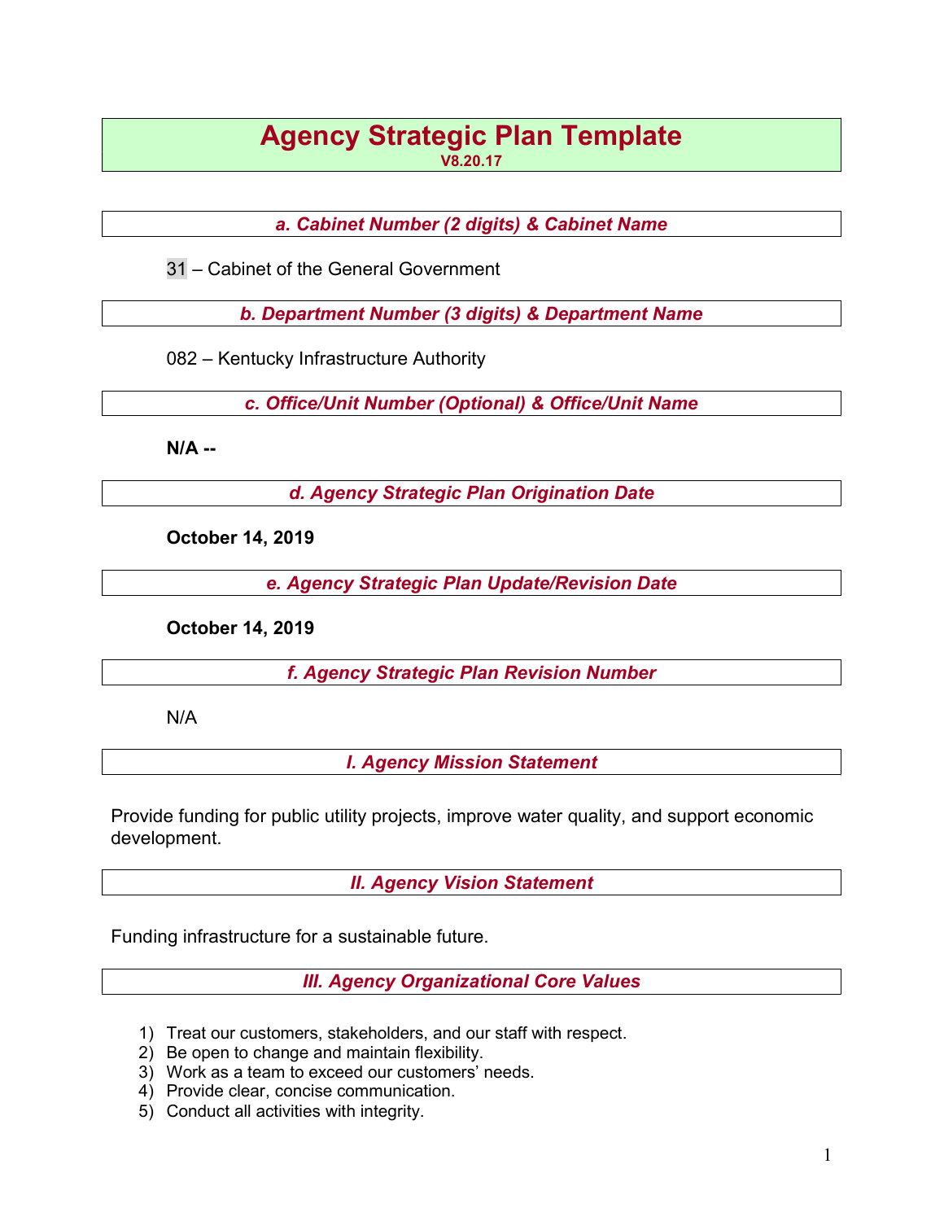# Agency Strategic Plan Template

**V8.20.17**

### *a. Cabinet Number (2 digits) & Cabinet Name*

31 – Cabinet of the General Government

### *b. Department Number (3 digits) & Department Name*

082 – Kentucky Infrastructure Authority

### *c. Office/Unit Number (Optional) & Office/Unit Name*

**N/A --**

### *d. Agency Strategic Plan Origination Date*

**October 14, 2019**

### *e. Agency Strategic Plan Update/Revision Date*

**October 14, 2019**

### *f. Agency Strategic Plan Revision Number*

N/A

## *I. Agency Mission Statement*

Provide funding for public utility projects, improve water quality, and support economic development.

## *II. Agency Vision Statement*

Funding infrastructure for a sustainable future.

## *III. Agency Organizational Core Values*

1) Treat our customers, stakeholders, and our staff with respect.
2) Be open to change and maintain flexibility.
3) Work as a team to exceed our customers' needs.
4) Provide clear, concise communication.
5) Conduct all activities with integrity.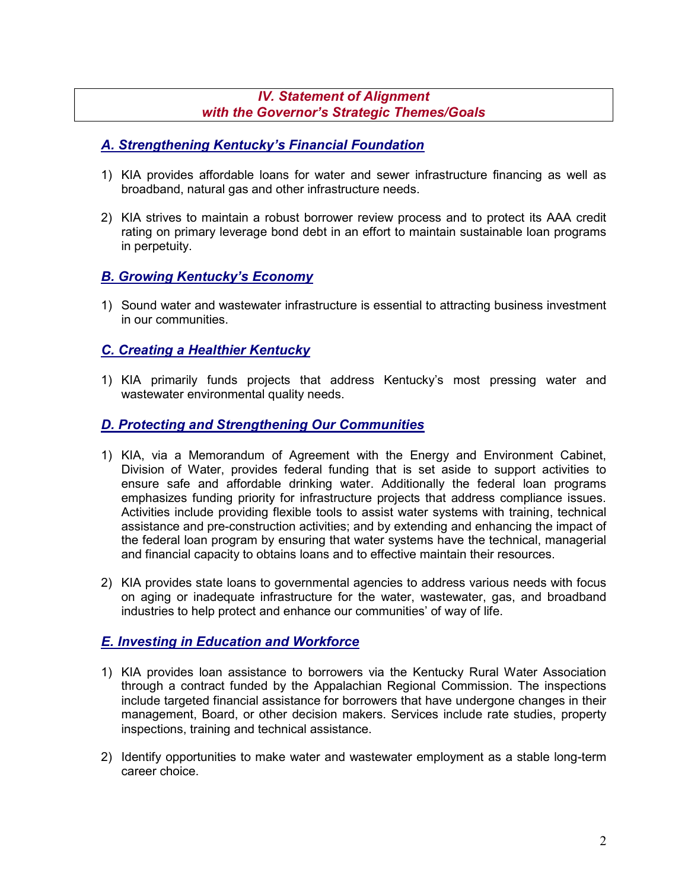## *IV. Statement of Alignment with the Governor's Strategic Themes/Goals*

### ***A. Strengthening Kentucky's Financial Foundation***

1) KIA provides affordable loans for water and sewer infrastructure financing as well as broadband, natural gas and other infrastructure needs.

2) KIA strives to maintain a robust borrower review process and to protect its AAA credit rating on primary leverage bond debt in an effort to maintain sustainable loan programs in perpetuity.

### ***B. Growing Kentucky's Economy***

1) Sound water and wastewater infrastructure is essential to attracting business investment in our communities.

### ***C. Creating a Healthier Kentucky***

1) KIA primarily funds projects that address Kentucky's most pressing water and wastewater environmental quality needs.

### ***D. Protecting and Strengthening Our Communities***

1) KIA, via a Memorandum of Agreement with the Energy and Environment Cabinet, Division of Water, provides federal funding that is set aside to support activities to ensure safe and affordable drinking water. Additionally the federal loan programs emphasizes funding priority for infrastructure projects that address compliance issues. Activities include providing flexible tools to assist water systems with training, technical assistance and pre-construction activities; and by extending and enhancing the impact of the federal loan program by ensuring that water systems have the technical, managerial and financial capacity to obtains loans and to effective maintain their resources.

2) KIA provides state loans to governmental agencies to address various needs with focus on aging or inadequate infrastructure for the water, wastewater, gas, and broadband industries to help protect and enhance our communities' of way of life.

### ***E. Investing in Education and Workforce***

1) KIA provides loan assistance to borrowers via the Kentucky Rural Water Association through a contract funded by the Appalachian Regional Commission. The inspections include targeted financial assistance for borrowers that have undergone changes in their management, Board, or other decision makers. Services include rate studies, property inspections, training and technical assistance.

2) Identify opportunities to make water and wastewater employment as a stable long-term career choice.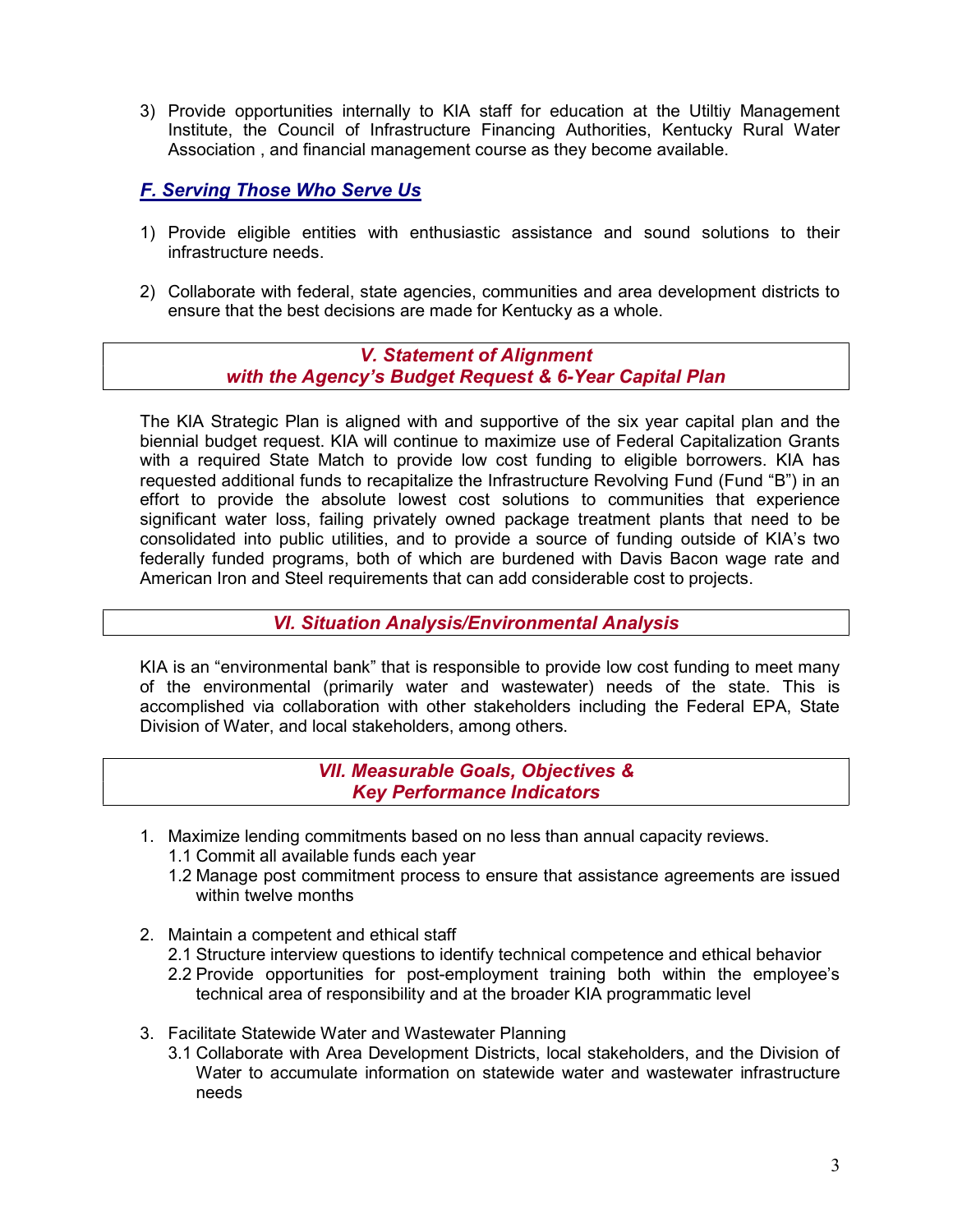3) Provide opportunities internally to KIA staff for education at the Utiltiy Management Institute, the Council of Infrastructure Financing Authorities, Kentucky Rural Water Association , and financial management course as they become available.

### *F. Serving Those Who Serve Us*

1) Provide eligible entities with enthusiastic assistance and sound solutions to their infrastructure needs.

2) Collaborate with federal, state agencies, communities and area development districts to ensure that the best decisions are made for Kentucky as a whole.

## *V. Statement of Alignment with the Agency's Budget Request & 6-Year Capital Plan*

The KIA Strategic Plan is aligned with and supportive of the six year capital plan and the biennial budget request. KIA will continue to maximize use of Federal Capitalization Grants with a required State Match to provide low cost funding to eligible borrowers. KIA has requested additional funds to recapitalize the Infrastructure Revolving Fund (Fund "B") in an effort to provide the absolute lowest cost solutions to communities that experience significant water loss, failing privately owned package treatment plants that need to be consolidated into public utilities, and to provide a source of funding outside of KIA's two federally funded programs, both of which are burdened with Davis Bacon wage rate and American Iron and Steel requirements that can add considerable cost to projects.

## *VI. Situation Analysis/Environmental Analysis*

KIA is an "environmental bank" that is responsible to provide low cost funding to meet many of the environmental (primarily water and wastewater) needs of the state. This is accomplished via collaboration with other stakeholders including the Federal EPA, State Division of Water, and local stakeholders, among others.

## *VII. Measurable Goals, Objectives & Key Performance Indicators*

1. Maximize lending commitments based on no less than annual capacity reviews.
   - 1.1 Commit all available funds each year
   - 1.2 Manage post commitment process to ensure that assistance agreements are issued within twelve months

2. Maintain a competent and ethical staff
   - 2.1 Structure interview questions to identify technical competence and ethical behavior
   - 2.2 Provide opportunities for post-employment training both within the employee's technical area of responsibility and at the broader KIA programmatic level

3. Facilitate Statewide Water and Wastewater Planning
   - 3.1 Collaborate with Area Development Districts, local stakeholders, and the Division of Water to accumulate information on statewide water and wastewater infrastructure needs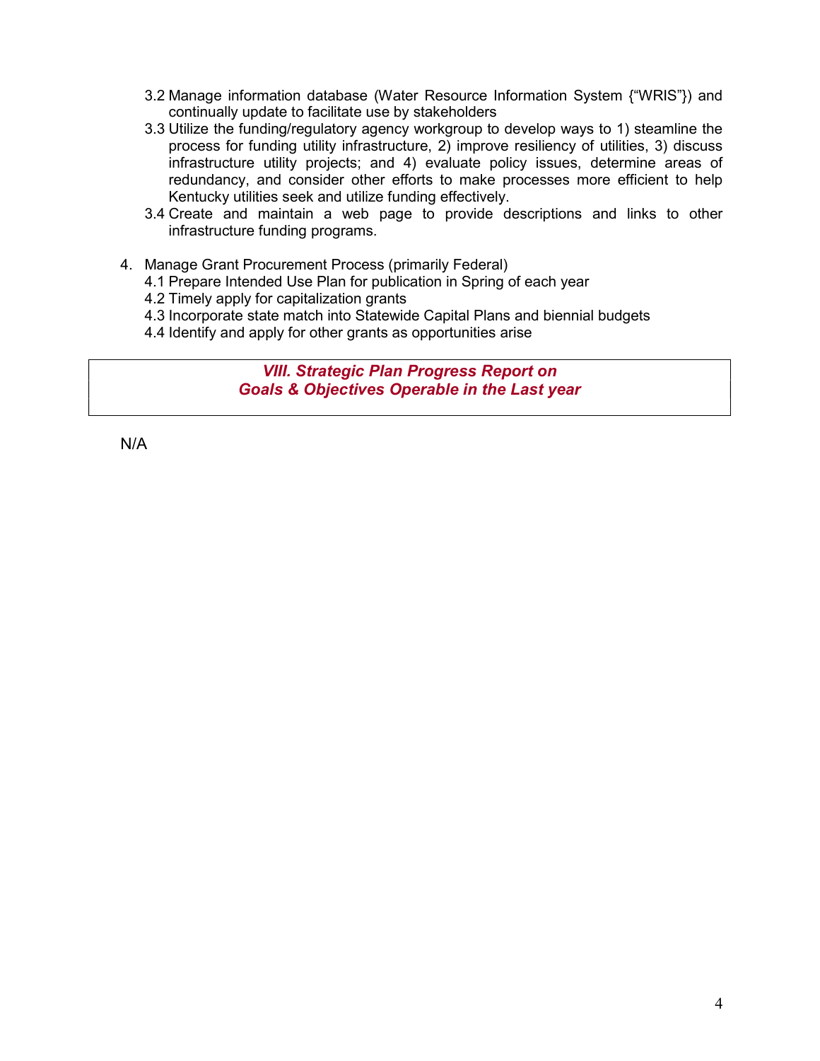3.2 Manage information database (Water Resource Information System {"WRIS"}) and continually update to facilitate use by stakeholders

3.3 Utilize the funding/regulatory agency workgroup to develop ways to 1) steamline the process for funding utility infrastructure, 2) improve resiliency of utilities, 3) discuss infrastructure utility projects; and 4) evaluate policy issues, determine areas of redundancy, and consider other efforts to make processes more efficient to help Kentucky utilities seek and utilize funding effectively.

3.4 Create and maintain a web page to provide descriptions and links to other infrastructure funding programs.

4. Manage Grant Procurement Process (primarily Federal)

   4.1 Prepare Intended Use Plan for publication in Spring of each year

   4.2 Timely apply for capitalization grants

   4.3 Incorporate state match into Statewide Capital Plans and biennial budgets

   4.4 Identify and apply for other grants as opportunities arise

## *VIII. Strategic Plan Progress Report on Goals & Objectives Operable in the Last year*

N/A